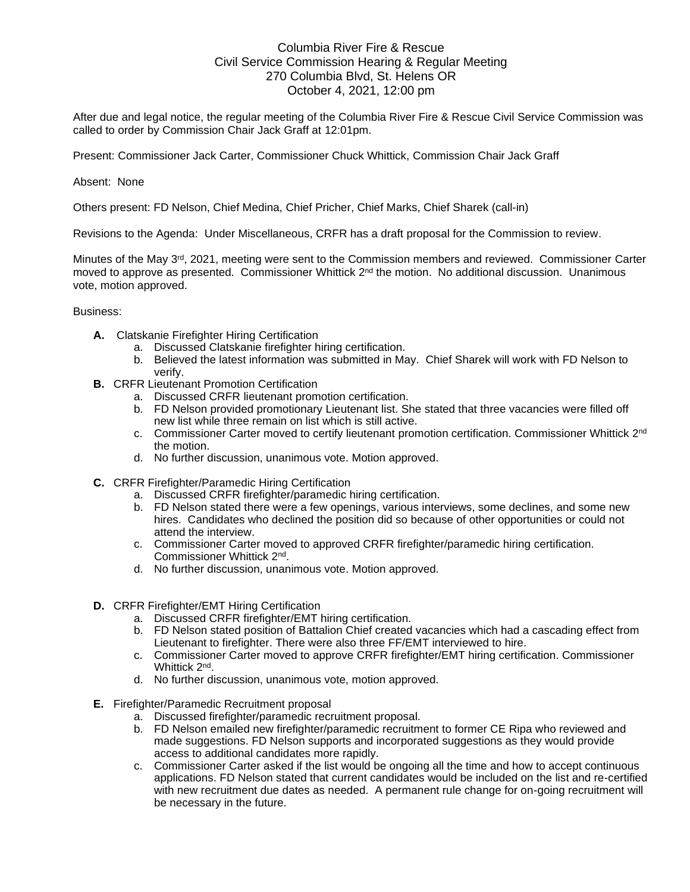Columbia River Fire & Rescue
Civil Service Commission Hearing & Regular Meeting
270 Columbia Blvd, St. Helens OR
October 4, 2021, 12:00 pm

After due and legal notice, the regular meeting of the Columbia River Fire & Rescue Civil Service Commission was called to order by Commission Chair Jack Graff at 12:01pm.

Present: Commissioner Jack Carter, Commissioner Chuck Whittick, Commission Chair Jack Graff

Absent: None

Others present: FD Nelson, Chief Medina, Chief Pricher, Chief Marks, Chief Sharek (call-in)

Revisions to the Agenda: Under Miscellaneous, CRFR has a draft proposal for the Commission to review.

Minutes of the May 3rd, 2021, meeting were sent to the Commission members and reviewed. Commissioner Carter moved to approve as presented. Commissioner Whittick 2nd the motion. No additional discussion. Unanimous vote, motion approved.

Business:

- **A.** Clatskanie Firefighter Hiring Certification
  - a. Discussed Clatskanie firefighter hiring certification.
  - b. Believed the latest information was submitted in May. Chief Sharek will work with FD Nelson to verify.
- **B.** CRFR Lieutenant Promotion Certification
  - a. Discussed CRFR lieutenant promotion certification.
  - b. FD Nelson provided promotionary Lieutenant list. She stated that three vacancies were filled off new list while three remain on list which is still active.
  - c. Commissioner Carter moved to certify lieutenant promotion certification. Commissioner Whittick 2nd the motion.
  - d. No further discussion, unanimous vote. Motion approved.
- **C.** CRFR Firefighter/Paramedic Hiring Certification
  - a. Discussed CRFR firefighter/paramedic hiring certification.
  - b. FD Nelson stated there were a few openings, various interviews, some declines, and some new hires. Candidates who declined the position did so because of other opportunities or could not attend the interview.
  - c. Commissioner Carter moved to approved CRFR firefighter/paramedic hiring certification. Commissioner Whittick 2nd.
  - d. No further discussion, unanimous vote. Motion approved.
- **D.** CRFR Firefighter/EMT Hiring Certification
  - a. Discussed CRFR firefighter/EMT hiring certification.
  - b. FD Nelson stated position of Battalion Chief created vacancies which had a cascading effect from Lieutenant to firefighter. There were also three FF/EMT interviewed to hire.
  - c. Commissioner Carter moved to approve CRFR firefighter/EMT hiring certification. Commissioner Whittick 2nd.
  - d. No further discussion, unanimous vote, motion approved.
- **E.** Firefighter/Paramedic Recruitment proposal
  - a. Discussed firefighter/paramedic recruitment proposal.
  - b. FD Nelson emailed new firefighter/paramedic recruitment to former CE Ripa who reviewed and made suggestions. FD Nelson supports and incorporated suggestions as they would provide access to additional candidates more rapidly.
  - c. Commissioner Carter asked if the list would be ongoing all the time and how to accept continuous applications. FD Nelson stated that current candidates would be included on the list and re-certified with new recruitment due dates as needed. A permanent rule change for on-going recruitment will be necessary in the future.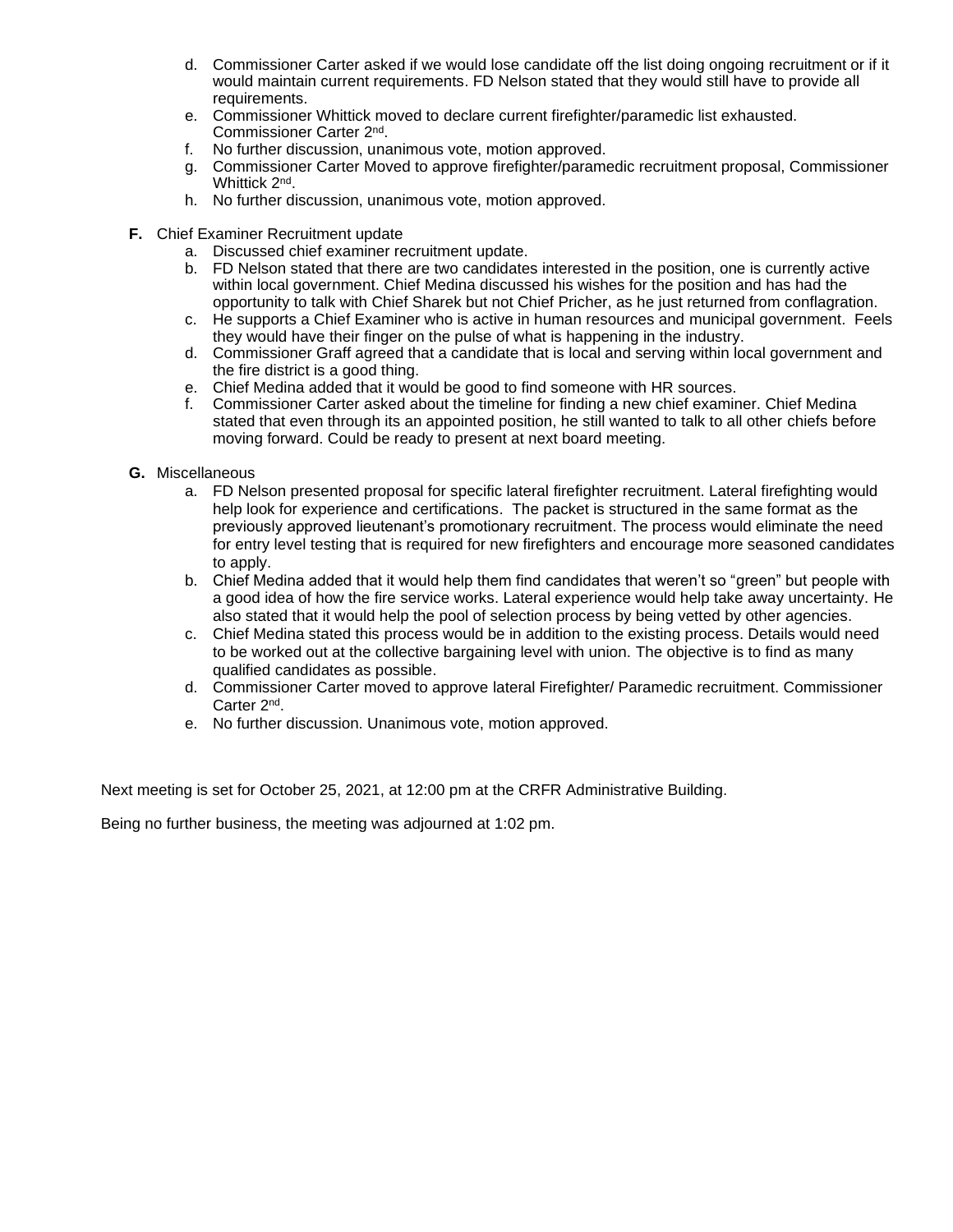d. Commissioner Carter asked if we would lose candidate off the list doing ongoing recruitment or if it would maintain current requirements. FD Nelson stated that they would still have to provide all requirements.
e. Commissioner Whittick moved to declare current firefighter/paramedic list exhausted. Commissioner Carter 2nd.
f. No further discussion, unanimous vote, motion approved.
g. Commissioner Carter Moved to approve firefighter/paramedic recruitment proposal, Commissioner Whittick 2nd.
h. No further discussion, unanimous vote, motion approved.

**F.** Chief Examiner Recruitment update

a. Discussed chief examiner recruitment update.
b. FD Nelson stated that there are two candidates interested in the position, one is currently active within local government. Chief Medina discussed his wishes for the position and has had the opportunity to talk with Chief Sharek but not Chief Pricher, as he just returned from conflagration.
c. He supports a Chief Examiner who is active in human resources and municipal government. Feels they would have their finger on the pulse of what is happening in the industry.
d. Commissioner Graff agreed that a candidate that is local and serving within local government and the fire district is a good thing.
e. Chief Medina added that it would be good to find someone with HR sources.
f. Commissioner Carter asked about the timeline for finding a new chief examiner. Chief Medina stated that even through its an appointed position, he still wanted to talk to all other chiefs before moving forward. Could be ready to present at next board meeting.

**G.** Miscellaneous

a. FD Nelson presented proposal for specific lateral firefighter recruitment. Lateral firefighting would help look for experience and certifications. The packet is structured in the same format as the previously approved lieutenant's promotionary recruitment. The process would eliminate the need for entry level testing that is required for new firefighters and encourage more seasoned candidates to apply.
b. Chief Medina added that it would help them find candidates that weren't so "green" but people with a good idea of how the fire service works. Lateral experience would help take away uncertainty. He also stated that it would help the pool of selection process by being vetted by other agencies.
c. Chief Medina stated this process would be in addition to the existing process. Details would need to be worked out at the collective bargaining level with union. The objective is to find as many qualified candidates as possible.
d. Commissioner Carter moved to approve lateral Firefighter/ Paramedic recruitment. Commissioner Carter 2nd.
e. No further discussion. Unanimous vote, motion approved.

Next meeting is set for October 25, 2021, at 12:00 pm at the CRFR Administrative Building.

Being no further business, the meeting was adjourned at 1:02 pm.